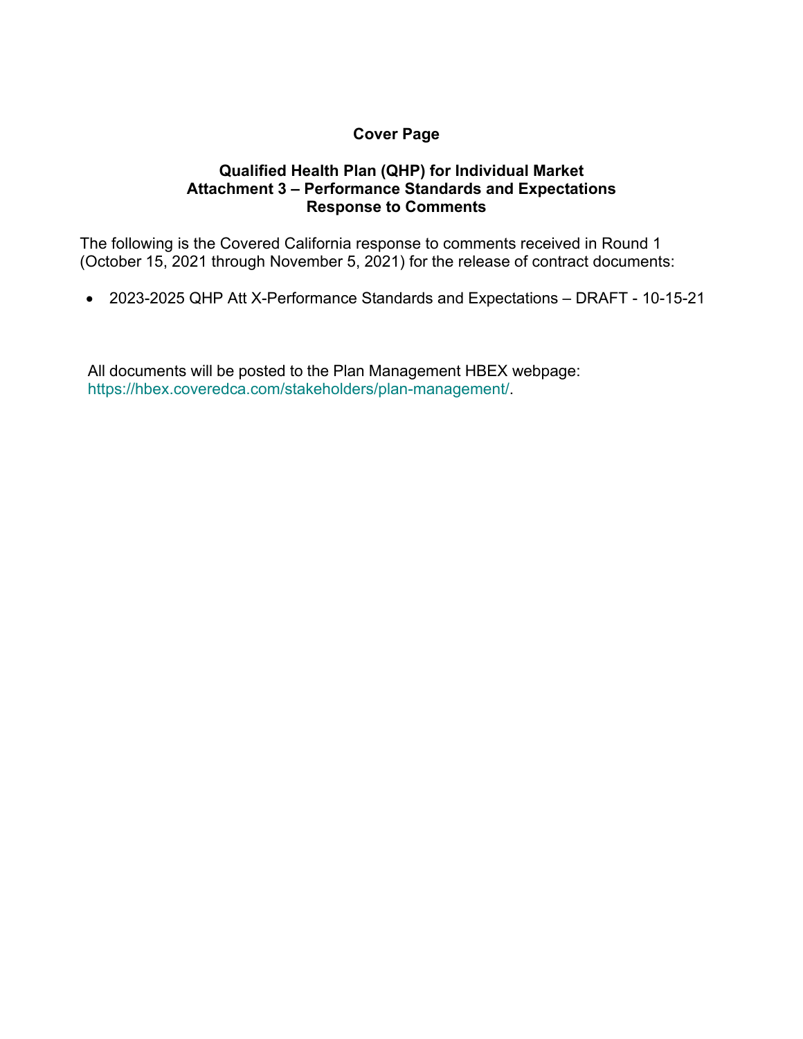# Cover Page

## Qualified Health Plan (QHP) for Individual Market
## Attachment 3 – Performance Standards and Expectations
## Response to Comments

The following is the Covered California response to comments received in Round 1 (October 15, 2021 through November 5, 2021) for the release of contract documents:

- 2023-2025 QHP Att X-Performance Standards and Expectations – DRAFT - 10-15-21

All documents will be posted to the Plan Management HBEX webpage: https://hbex.coveredca.com/stakeholders/plan-management/.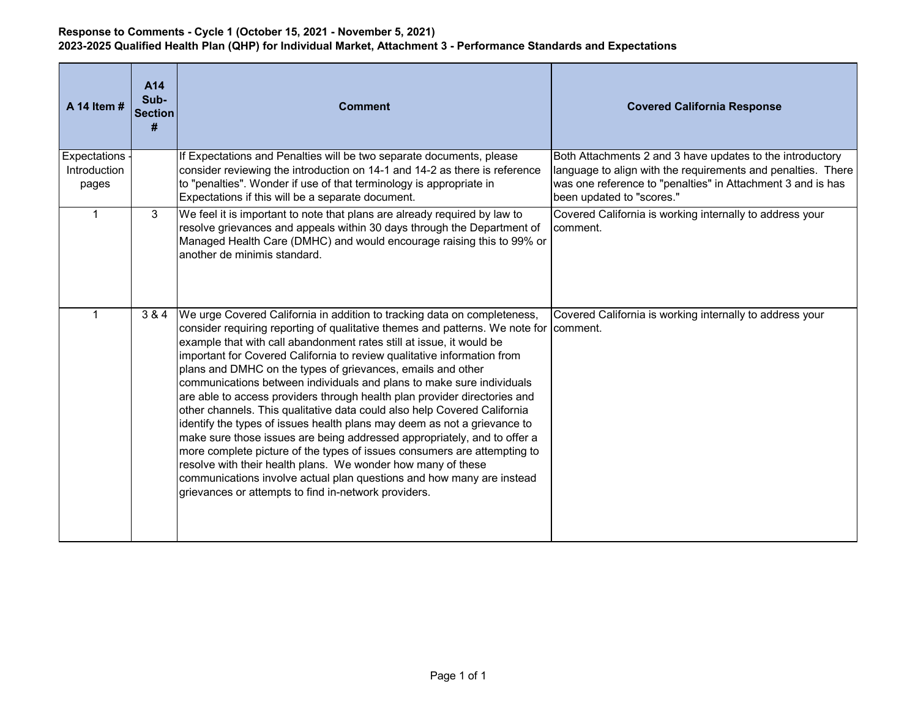**Response to Comments - Cycle 1 (October 15, 2021 - November 5, 2021)**
**2023-2025 Qualified Health Plan (QHP) for Individual Market, Attachment 3 - Performance Standards and Expectations**

| A 14 Item # | A14 Sub-Section # | Comment | Covered California Response |
|---|---|---|---|
| Expectations - Introduction pages | | If Expectations and Penalties will be two separate documents, please consider reviewing the introduction on 14-1 and 14-2 as there is reference to "penalties". Wonder if use of that terminology is appropriate in Expectations if this will be a separate document. | Both Attachments 2 and 3 have updates to the introductory language to align with the requirements and penalties. There was one reference to "penalties" in Attachment 3 and is has been updated to "scores." |
| 1 | 3 | We feel it is important to note that plans are already required by law to resolve grievances and appeals within 30 days through the Department of Managed Health Care (DMHC) and would encourage raising this to 99% or another de minimis standard. | Covered California is working internally to address your comment. |
| 1 | 3 & 4 | We urge Covered California in addition to tracking data on completeness, consider requiring reporting of qualitative themes and patterns. We note for example that with call abandonment rates still at issue, it would be important for Covered California to review qualitative information from plans and DMHC on the types of grievances, emails and other communications between individuals and plans to make sure individuals are able to access providers through health plan provider directories and other channels. This qualitative data could also help Covered California identify the types of issues health plans may deem as not a grievance to make sure those issues are being addressed appropriately, and to offer a more complete picture of the types of issues consumers are attempting to resolve with their health plans. We wonder how many of these communications involve actual plan questions and how many are instead grievances or attempts to find in-network providers. | Covered California is working internally to address your comment. |